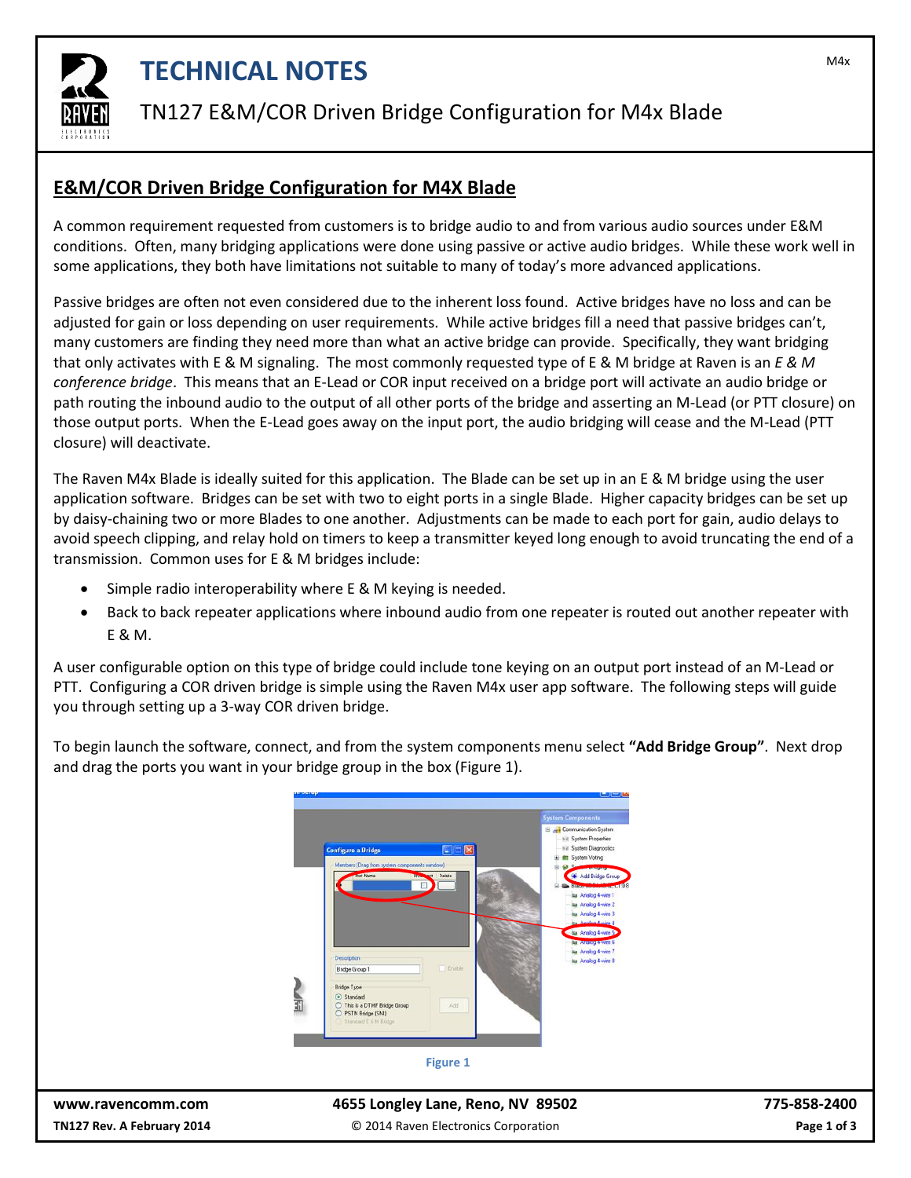# TECHNICAL NOTES

## TN127 E&M/COR Driven Bridge Configuration for M4x Blade

## E&M/COR Driven Bridge Configuration for M4X Blade

A common requirement requested from customers is to bridge audio to and from various audio sources under E&M conditions. Often, many bridging applications were done using passive or active audio bridges. While these work well in some applications, they both have limitations not suitable to many of today's more advanced applications.

Passive bridges are often not even considered due to the inherent loss found. Active bridges have no loss and can be adjusted for gain or loss depending on user requirements. While active bridges fill a need that passive bridges can't, many customers are finding they need more than what an active bridge can provide. Specifically, they want bridging that only activates with E & M signaling. The most commonly requested type of E & M bridge at Raven is an *E & M conference bridge*. This means that an E-Lead or COR input received on a bridge port will activate an audio bridge or path routing the inbound audio to the output of all other ports of the bridge and asserting an M-Lead (or PTT closure) on those output ports. When the E-Lead goes away on the input port, the audio bridging will cease and the M-Lead (PTT closure) will deactivate.

The Raven M4x Blade is ideally suited for this application. The Blade can be set up in an E & M bridge using the user application software. Bridges can be set with two to eight ports in a single Blade. Higher capacity bridges can be set up by daisy-chaining two or more Blades to one another. Adjustments can be made to each port for gain, audio delays to avoid speech clipping, and relay hold on timers to keep a transmitter keyed long enough to avoid truncating the end of a transmission. Common uses for E & M bridges include:

- Simple radio interoperability where E & M keying is needed.
- Back to back repeater applications where inbound audio from one repeater is routed out another repeater with E & M.

A user configurable option on this type of bridge could include tone keying on an output port instead of an M-Lead or PTT. Configuring a COR driven bridge is simple using the Raven M4x user app software. The following steps will guide you through setting up a 3-way COR driven bridge.

To begin launch the software, connect, and from the system components menu select **"Add Bridge Group"**. Next drop and drag the ports you want in your bridge group in the box (Figure 1).

Figure 1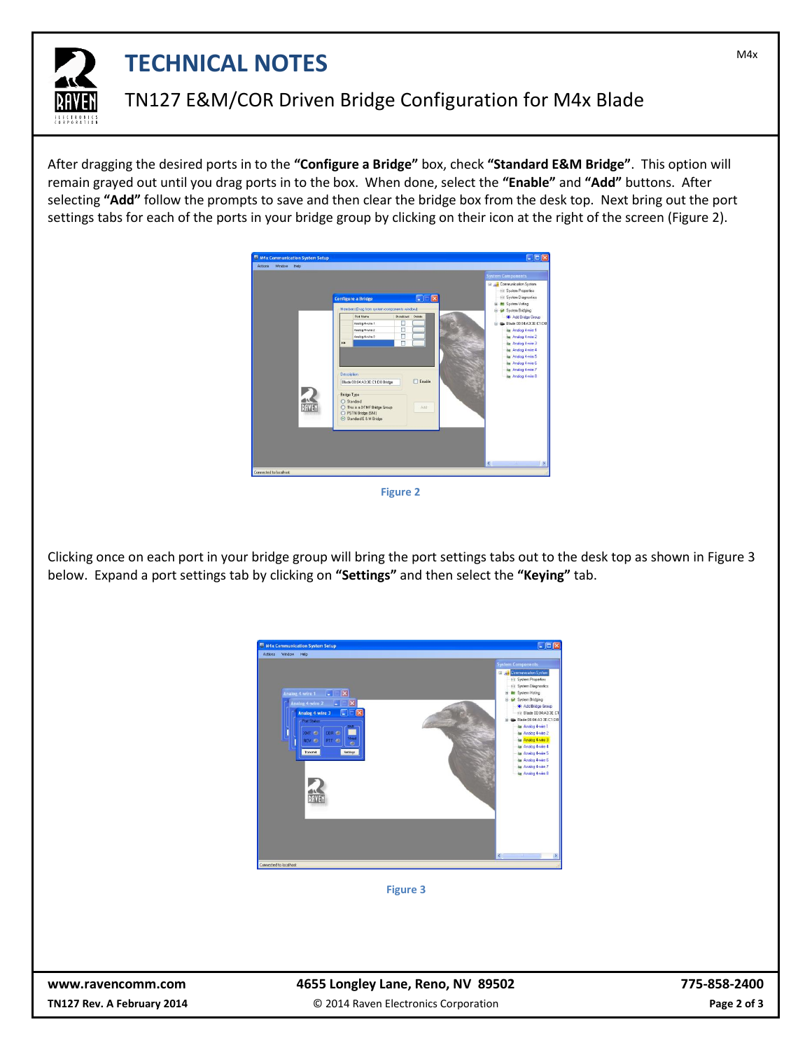After dragging the desired ports in to the **"Configure a Bridge"** box, check **"Standard E&M Bridge"**. This option will remain grayed out until you drag ports in to the box. When done, select the **"Enable"** and **"Add"** buttons. After selecting **"Add"** follow the prompts to save and then clear the bridge box from the desk top. Next bring out the port settings tabs for each of the ports in your bridge group by clicking on their icon at the right of the screen (Figure 2).

Figure 2

Clicking once on each port in your bridge group will bring the port settings tabs out to the desk top as shown in Figure 3 below. Expand a port settings tab by clicking on **"Settings"** and then select the **"Keying"** tab.

Figure 3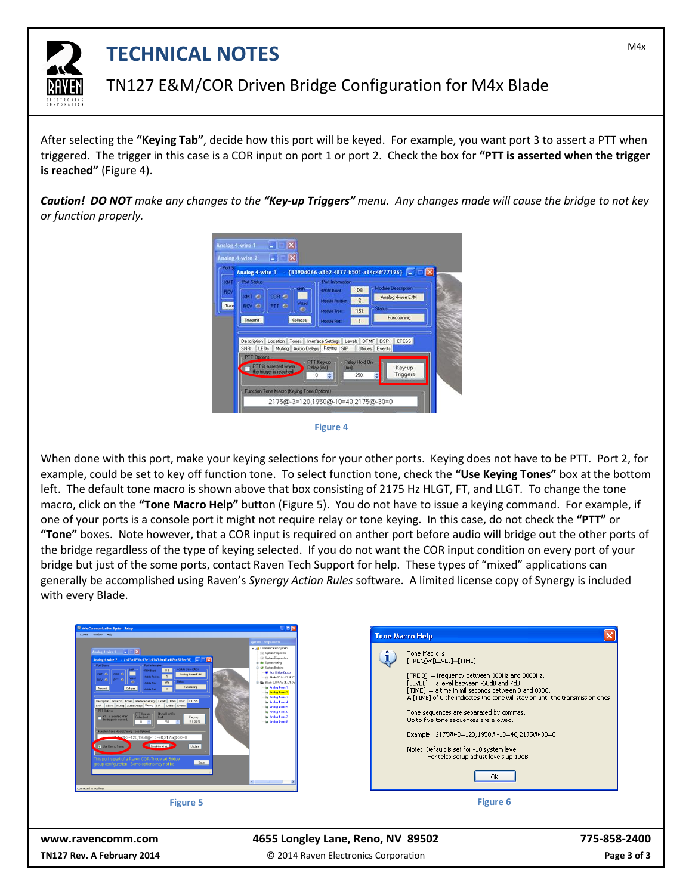After selecting the **"Keying Tab"**, decide how this port will be keyed. For example, you want port 3 to assert a PTT when triggered. The trigger in this case is a COR input on port 1 or port 2. Check the box for **"PTT is asserted when the trigger is reached"** (Figure 4).

***Caution! DO NOT** make any changes to the **"Key-up Triggers"** menu. Any changes made will cause the bridge to not key or function properly.*

Figure 4

When done with this port, make your keying selections for your other ports. Keying does not have to be PTT. Port 2, for example, could be set to key off function tone. To select function tone, check the **"Use Keying Tones"** box at the bottom left. The default tone macro is shown above that box consisting of 2175 Hz HLGT, FT, and LLGT. To change the tone macro, click on the **"Tone Macro Help"** button (Figure 5). You do not have to issue a keying command. For example, if one of your ports is a console port it might not require relay or tone keying. In this case, do not check the **"PTT"** or **"Tone"** boxes. Note however, that a COR input is required on anther port before audio will bridge out the other ports of the bridge regardless of the type of keying selected. If you do not want the COR input condition on every port of your bridge but just of the some ports, contact Raven Tech Support for help. These types of "mixed" applications can generally be accomplished using Raven's *Synergy Action Rules* software. A limited license copy of Synergy is included with every Blade.

Figure 5

Figure 6